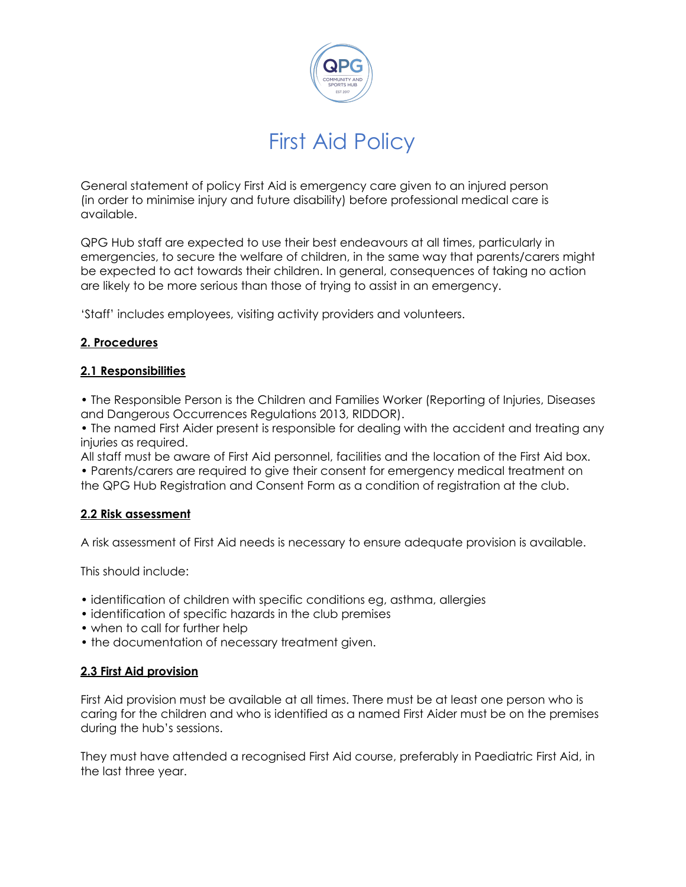# First Aid Policy

General statement of policy First Aid is emergency care given to an injured person (in order to minimise injury and future disability) before professional medical care is available.

QPG Hub staff are expected to use their best endeavours at all times, particularly in emergencies, to secure the welfare of children, in the same way that parents/carers might be expected to act towards their children. In general, consequences of taking no action are likely to be more serious than those of trying to assist in an emergency.

'Staff' includes employees, visiting activity providers and volunteers.

## 2. Procedures

### 2.1 Responsibilities

• The Responsible Person is the Children and Families Worker (Reporting of Injuries, Diseases and Dangerous Occurrences Regulations 2013, RIDDOR).
• The named First Aider present is responsible for dealing with the accident and treating any injuries as required.
All staff must be aware of First Aid personnel, facilities and the location of the First Aid box.
• Parents/carers are required to give their consent for emergency medical treatment on the QPG Hub Registration and Consent Form as a condition of registration at the club.

### 2.2 Risk assessment

A risk assessment of First Aid needs is necessary to ensure adequate provision is available.

This should include:

• identification of children with specific conditions eg, asthma, allergies
• identification of specific hazards in the club premises
• when to call for further help
• the documentation of necessary treatment given.

### 2.3 First Aid provision

First Aid provision must be available at all times. There must be at least one person who is caring for the children and who is identified as a named First Aider must be on the premises during the hub's sessions.

They must have attended a recognised First Aid course, preferably in Paediatric First Aid, in the last three year.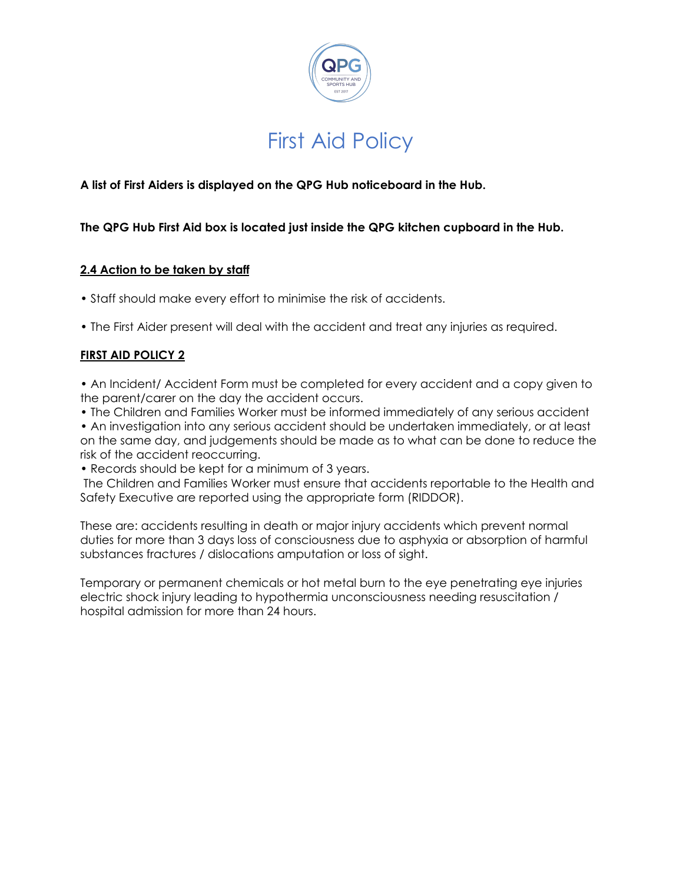# First Aid Policy

**A list of First Aiders is displayed on the QPG Hub noticeboard in the Hub.**

**The QPG Hub First Aid box is located just inside the QPG kitchen cupboard in the Hub.**

**2.4 Action to be taken by staff**

- Staff should make every effort to minimise the risk of accidents.
- The First Aider present will deal with the accident and treat any injuries as required.

**FIRST AID POLICY 2**

- An Incident/ Accident Form must be completed for every accident and a copy given to the parent/carer on the day the accident occurs.
- The Children and Families Worker must be informed immediately of any serious accident
- An investigation into any serious accident should be undertaken immediately, or at least on the same day, and judgements should be made as to what can be done to reduce the risk of the accident reoccurring.
- Records should be kept for a minimum of 3 years.

The Children and Families Worker must ensure that accidents reportable to the Health and Safety Executive are reported using the appropriate form (RIDDOR).

These are: accidents resulting in death or major injury accidents which prevent normal duties for more than 3 days loss of consciousness due to asphyxia or absorption of harmful substances fractures / dislocations amputation or loss of sight.

Temporary or permanent chemicals or hot metal burn to the eye penetrating eye injuries electric shock injury leading to hypothermia unconsciousness needing resuscitation / hospital admission for more than 24 hours.